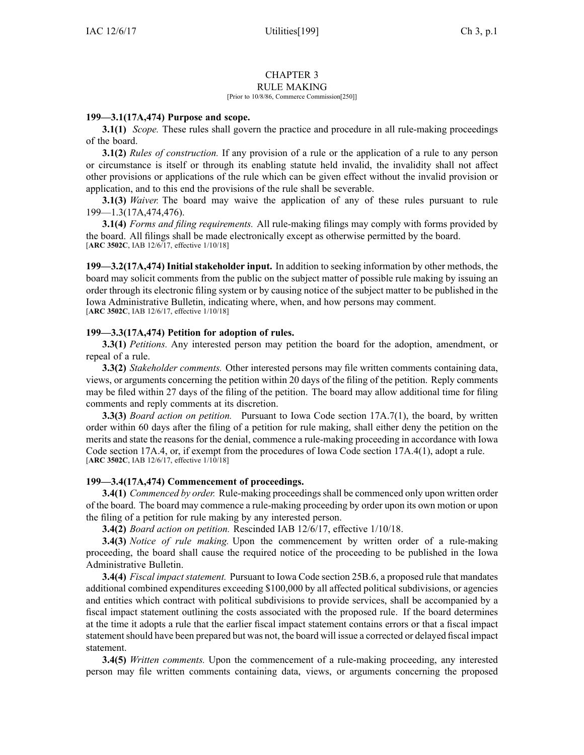# CHAPTER 3
## RULE MAKING

[Prior to 10/8/86, Commerce Commission[250]]

**199—3.1(17A,474) Purpose and scope.**

**3.1(1)** *Scope.* These rules shall govern the practice and procedure in all rule-making proceedings of the board.

**3.1(2)** *Rules of construction.* If any provision of a rule or the application of a rule to any person or circumstance is itself or through its enabling statute held invalid, the invalidity shall not affect other provisions or applications of the rule which can be given effect without the invalid provision or application, and to this end the provisions of the rule shall be severable.

**3.1(3)** *Waiver.* The board may waive the application of any of these rules pursuant to rule 199—1.3(17A,474,476).

**3.1(4)** *Forms and filing requirements.* All rule-making filings may comply with forms provided by the board. All filings shall be made electronically except as otherwise permitted by the board.
[**ARC 3502C**, IAB 12/6/17, effective 1/10/18]

**199—3.2(17A,474) Initial stakeholder input.** In addition to seeking information by other methods, the board may solicit comments from the public on the subject matter of possible rule making by issuing an order through its electronic filing system or by causing notice of the subject matter to be published in the Iowa Administrative Bulletin, indicating where, when, and how persons may comment.
[**ARC 3502C**, IAB 12/6/17, effective 1/10/18]

**199—3.3(17A,474) Petition for adoption of rules.**

**3.3(1)** *Petitions.* Any interested person may petition the board for the adoption, amendment, or repeal of a rule.

**3.3(2)** *Stakeholder comments.* Other interested persons may file written comments containing data, views, or arguments concerning the petition within 20 days of the filing of the petition. Reply comments may be filed within 27 days of the filing of the petition. The board may allow additional time for filing comments and reply comments at its discretion.

**3.3(3)** *Board action on petition.* Pursuant to Iowa Code section 17A.7(1), the board, by written order within 60 days after the filing of a petition for rule making, shall either deny the petition on the merits and state the reasons for the denial, commence a rule-making proceeding in accordance with Iowa Code section 17A.4, or, if exempt from the procedures of Iowa Code section 17A.4(1), adopt a rule.
[**ARC 3502C**, IAB 12/6/17, effective 1/10/18]

**199—3.4(17A,474) Commencement of proceedings.**

**3.4(1)** *Commenced by order.* Rule-making proceedings shall be commenced only upon written order of the board. The board may commence a rule-making proceeding by order upon its own motion or upon the filing of a petition for rule making by any interested person.

**3.4(2)** *Board action on petition.* Rescinded IAB 12/6/17, effective 1/10/18.

**3.4(3)** *Notice of rule making.* Upon the commencement by written order of a rule-making proceeding, the board shall cause the required notice of the proceeding to be published in the Iowa Administrative Bulletin.

**3.4(4)** *Fiscal impact statement.* Pursuant to Iowa Code section 25B.6, a proposed rule that mandates additional combined expenditures exceeding $100,000 by all affected political subdivisions, or agencies and entities which contract with political subdivisions to provide services, shall be accompanied by a fiscal impact statement outlining the costs associated with the proposed rule. If the board determines at the time it adopts a rule that the earlier fiscal impact statement contains errors or that a fiscal impact statement should have been prepared but was not, the board will issue a corrected or delayed fiscal impact statement.

**3.4(5)** *Written comments.* Upon the commencement of a rule-making proceeding, any interested person may file written comments containing data, views, or arguments concerning the proposed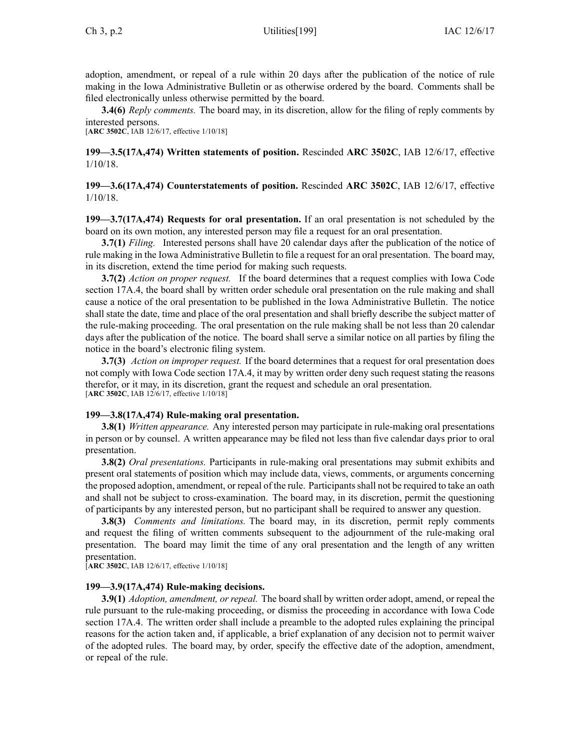adoption, amendment, or repeal of a rule within 20 days after the publication of the notice of rule making in the Iowa Administrative Bulletin or as otherwise ordered by the board. Comments shall be filed electronically unless otherwise permitted by the board.

**3.4(6)** *Reply comments.* The board may, in its discretion, allow for the filing of reply comments by interested persons.
[**ARC 3502C**, IAB 12/6/17, effective 1/10/18]

**199—3.5(17A,474) Written statements of position.** Rescinded **ARC 3502C**, IAB 12/6/17, effective 1/10/18.

**199—3.6(17A,474) Counterstatements of position.** Rescinded **ARC 3502C**, IAB 12/6/17, effective 1/10/18.

**199—3.7(17A,474) Requests for oral presentation.** If an oral presentation is not scheduled by the board on its own motion, any interested person may file a request for an oral presentation.

**3.7(1)** *Filing.* Interested persons shall have 20 calendar days after the publication of the notice of rule making in the Iowa Administrative Bulletin to file a request for an oral presentation. The board may, in its discretion, extend the time period for making such requests.

**3.7(2)** *Action on proper request.* If the board determines that a request complies with Iowa Code section 17A.4, the board shall by written order schedule oral presentation on the rule making and shall cause a notice of the oral presentation to be published in the Iowa Administrative Bulletin. The notice shall state the date, time and place of the oral presentation and shall briefly describe the subject matter of the rule-making proceeding. The oral presentation on the rule making shall be not less than 20 calendar days after the publication of the notice. The board shall serve a similar notice on all parties by filing the notice in the board's electronic filing system.

**3.7(3)** *Action on improper request.* If the board determines that a request for oral presentation does not comply with Iowa Code section 17A.4, it may by written order deny such request stating the reasons therefor, or it may, in its discretion, grant the request and schedule an oral presentation.
[**ARC 3502C**, IAB 12/6/17, effective 1/10/18]

**199—3.8(17A,474) Rule-making oral presentation.**

**3.8(1)** *Written appearance.* Any interested person may participate in rule-making oral presentations in person or by counsel. A written appearance may be filed not less than five calendar days prior to oral presentation.

**3.8(2)** *Oral presentations.* Participants in rule-making oral presentations may submit exhibits and present oral statements of position which may include data, views, comments, or arguments concerning the proposed adoption, amendment, or repeal of the rule. Participants shall not be required to take an oath and shall not be subject to cross-examination. The board may, in its discretion, permit the questioning of participants by any interested person, but no participant shall be required to answer any question.

**3.8(3)** *Comments and limitations.* The board may, in its discretion, permit reply comments and request the filing of written comments subsequent to the adjournment of the rule-making oral presentation. The board may limit the time of any oral presentation and the length of any written presentation.
[**ARC 3502C**, IAB 12/6/17, effective 1/10/18]

**199—3.9(17A,474) Rule-making decisions.**

**3.9(1)** *Adoption, amendment, or repeal.* The board shall by written order adopt, amend, or repeal the rule pursuant to the rule-making proceeding, or dismiss the proceeding in accordance with Iowa Code section 17A.4. The written order shall include a preamble to the adopted rules explaining the principal reasons for the action taken and, if applicable, a brief explanation of any decision not to permit waiver of the adopted rules. The board may, by order, specify the effective date of the adoption, amendment, or repeal of the rule.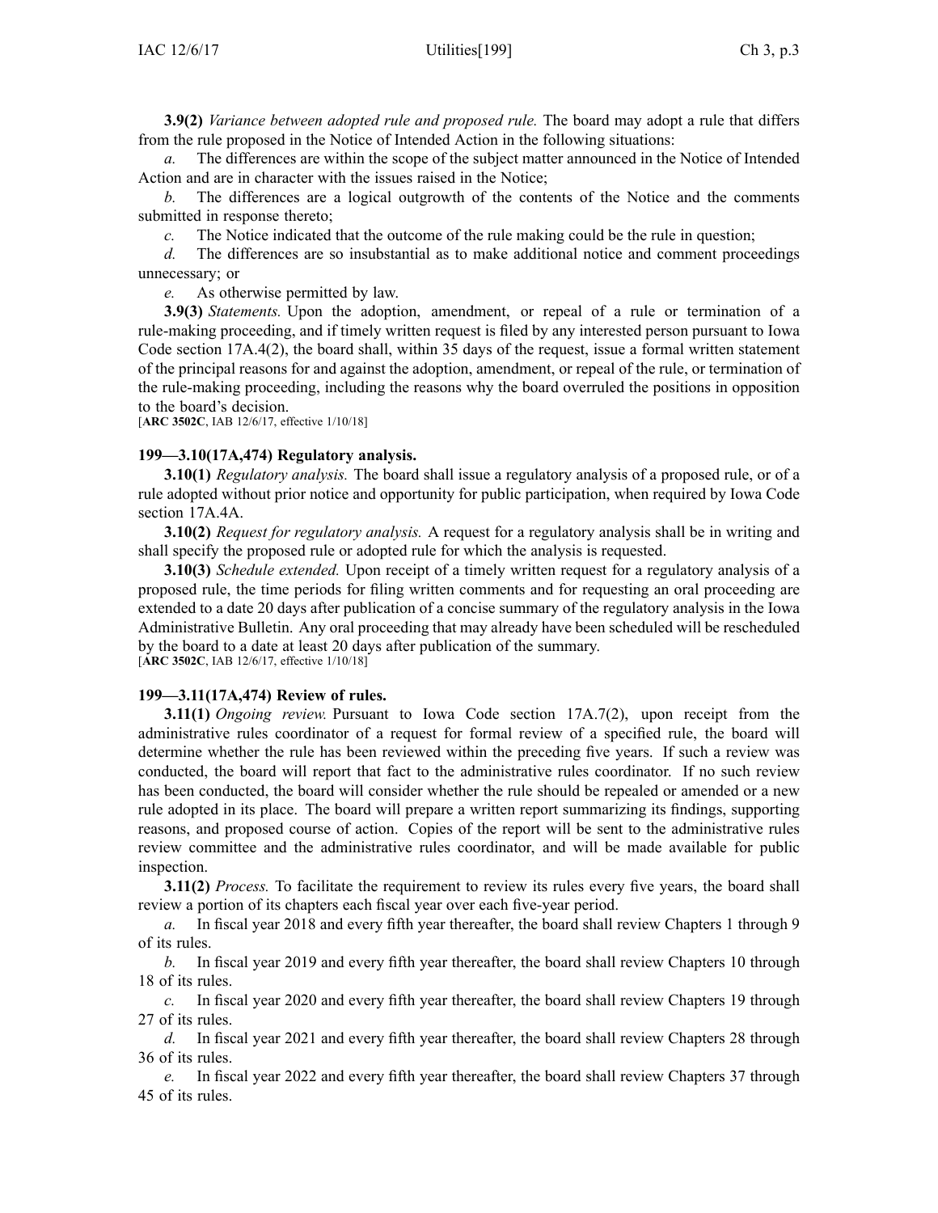**3.9(2)** *Variance between adopted rule and proposed rule.* The board may adopt a rule that differs from the rule proposed in the Notice of Intended Action in the following situations:

*a.* The differences are within the scope of the subject matter announced in the Notice of Intended Action and are in character with the issues raised in the Notice;

*b.* The differences are a logical outgrowth of the contents of the Notice and the comments submitted in response thereto;

*c.* The Notice indicated that the outcome of the rule making could be the rule in question;

*d.* The differences are so insubstantial as to make additional notice and comment proceedings unnecessary; or

*e.* As otherwise permitted by law.

**3.9(3)** *Statements.* Upon the adoption, amendment, or repeal of a rule or termination of a rule-making proceeding, and if timely written request is filed by any interested person pursuant to Iowa Code section 17A.4(2), the board shall, within 35 days of the request, issue a formal written statement of the principal reasons for and against the adoption, amendment, or repeal of the rule, or termination of the rule-making proceeding, including the reasons why the board overruled the positions in opposition to the board's decision.

[**ARC 3502C**, IAB 12/6/17, effective 1/10/18]

**199—3.10(17A,474) Regulatory analysis.**

**3.10(1)** *Regulatory analysis.* The board shall issue a regulatory analysis of a proposed rule, or of a rule adopted without prior notice and opportunity for public participation, when required by Iowa Code section 17A.4A.

**3.10(2)** *Request for regulatory analysis.* A request for a regulatory analysis shall be in writing and shall specify the proposed rule or adopted rule for which the analysis is requested.

**3.10(3)** *Schedule extended.* Upon receipt of a timely written request for a regulatory analysis of a proposed rule, the time periods for filing written comments and for requesting an oral proceeding are extended to a date 20 days after publication of a concise summary of the regulatory analysis in the Iowa Administrative Bulletin. Any oral proceeding that may already have been scheduled will be rescheduled by the board to a date at least 20 days after publication of the summary.

[**ARC 3502C**, IAB 12/6/17, effective 1/10/18]

**199—3.11(17A,474) Review of rules.**

**3.11(1)** *Ongoing review.* Pursuant to Iowa Code section 17A.7(2), upon receipt from the administrative rules coordinator of a request for formal review of a specified rule, the board will determine whether the rule has been reviewed within the preceding five years. If such a review was conducted, the board will report that fact to the administrative rules coordinator. If no such review has been conducted, the board will consider whether the rule should be repealed or amended or a new rule adopted in its place. The board will prepare a written report summarizing its findings, supporting reasons, and proposed course of action. Copies of the report will be sent to the administrative rules review committee and the administrative rules coordinator, and will be made available for public inspection.

**3.11(2)** *Process.* To facilitate the requirement to review its rules every five years, the board shall review a portion of its chapters each fiscal year over each five-year period.

*a.* In fiscal year 2018 and every fifth year thereafter, the board shall review Chapters 1 through 9 of its rules.

*b.* In fiscal year 2019 and every fifth year thereafter, the board shall review Chapters 10 through 18 of its rules.

*c.* In fiscal year 2020 and every fifth year thereafter, the board shall review Chapters 19 through 27 of its rules.

*d.* In fiscal year 2021 and every fifth year thereafter, the board shall review Chapters 28 through 36 of its rules.

*e.* In fiscal year 2022 and every fifth year thereafter, the board shall review Chapters 37 through 45 of its rules.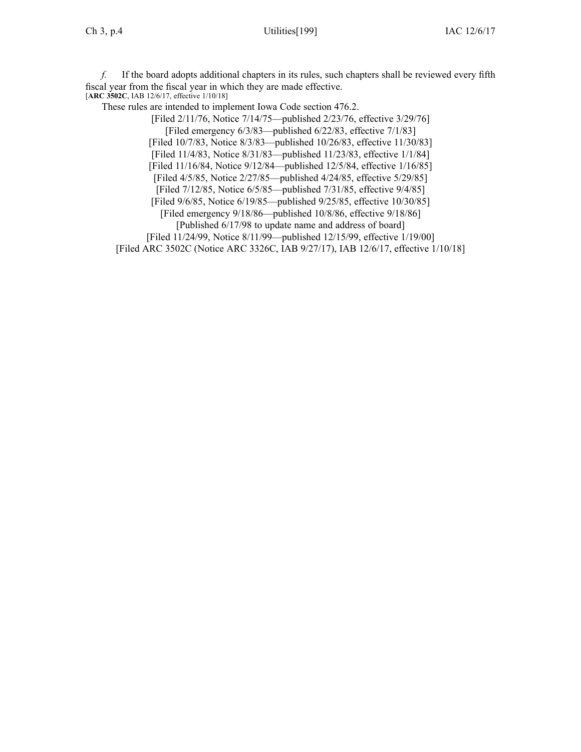*f.* If the board adopts additional chapters in its rules, such chapters shall be reviewed every fifth fiscal year from the fiscal year in which they are made effective.
[**ARC 3502C**, IAB 12/6/17, effective 1/10/18]

These rules are intended to implement Iowa Code section 476.2.

[Filed 2/11/76, Notice 7/14/75—published 2/23/76, effective 3/29/76]
[Filed emergency 6/3/83—published 6/22/83, effective 7/1/83]
[Filed 10/7/83, Notice 8/3/83—published 10/26/83, effective 11/30/83]
[Filed 11/4/83, Notice 8/31/83—published 11/23/83, effective 1/1/84]
[Filed 11/16/84, Notice 9/12/84—published 12/5/84, effective 1/16/85]
[Filed 4/5/85, Notice 2/27/85—published 4/24/85, effective 5/29/85]
[Filed 7/12/85, Notice 6/5/85—published 7/31/85, effective 9/4/85]
[Filed 9/6/85, Notice 6/19/85—published 9/25/85, effective 10/30/85]
[Filed emergency 9/18/86—published 10/8/86, effective 9/18/86]
[Published 6/17/98 to update name and address of board]
[Filed 11/24/99, Notice 8/11/99—published 12/15/99, effective 1/19/00]
[Filed ARC 3502C (Notice ARC 3326C, IAB 9/27/17), IAB 12/6/17, effective 1/10/18]